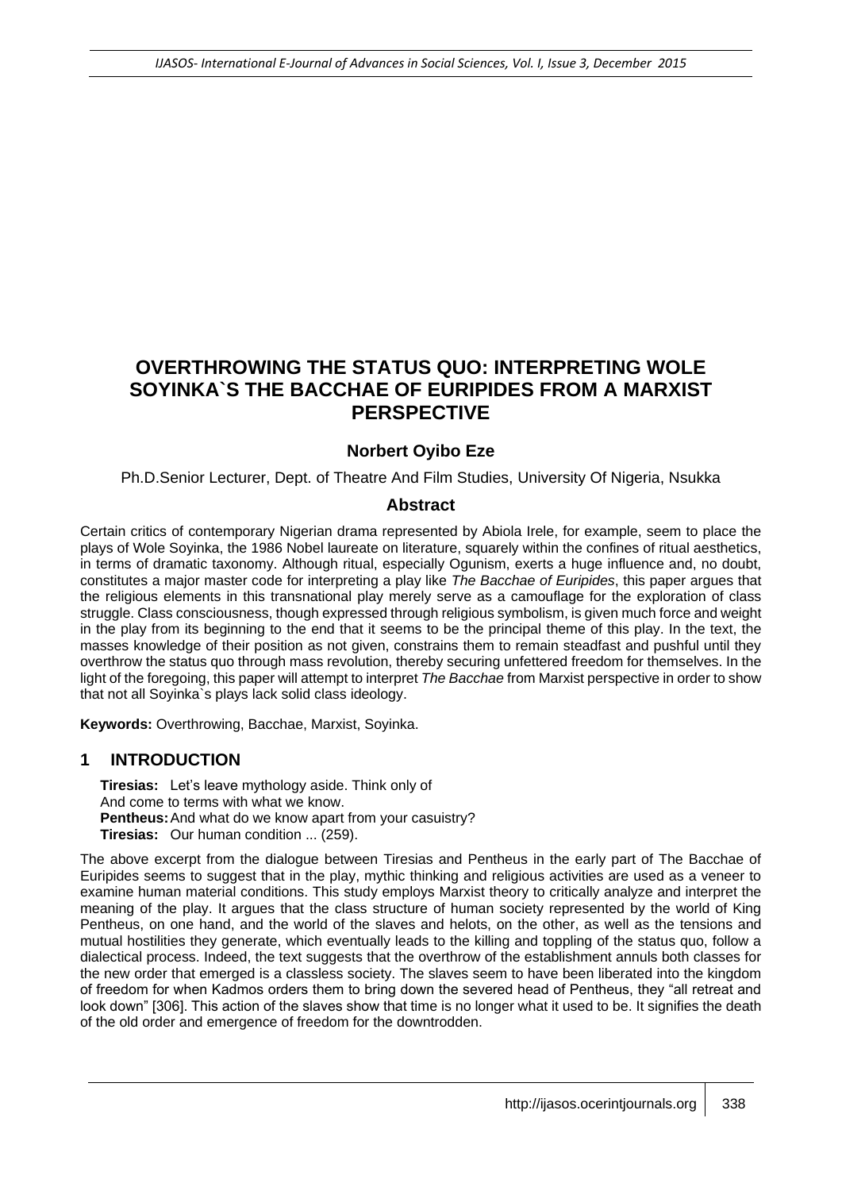# OVERTHROWING THE STATUS QUO: INTERPRETING WOLE SOYINKA`S THE BACCHAE OF EURIPIDES FROM A MARXIST PERSPECTIVE

**Norbert Oyibo Eze**

Ph.D.Senior Lecturer, Dept. of Theatre And Film Studies, University Of Nigeria, Nsukka

## Abstract

Certain critics of contemporary Nigerian drama represented by Abiola Irele, for example, seem to place the plays of Wole Soyinka, the 1986 Nobel laureate on literature, squarely within the confines of ritual aesthetics, in terms of dramatic taxonomy. Although ritual, especially Ogunism, exerts a huge influence and, no doubt, constitutes a major master code for interpreting a play like *The Bacchae of Euripides*, this paper argues that the religious elements in this transnational play merely serve as a camouflage for the exploration of class struggle. Class consciousness, though expressed through religious symbolism, is given much force and weight in the play from its beginning to the end that it seems to be the principal theme of this play. In the text, the masses knowledge of their position as not given, constrains them to remain steadfast and pushful until they overthrow the status quo through mass revolution, thereby securing unfettered freedom for themselves. In the light of the foregoing, this paper will attempt to interpret *The Bacchae* from Marxist perspective in order to show that not all Soyinka`s plays lack solid class ideology.

**Keywords:** Overthrowing, Bacchae, Marxist, Soyinka.

## 1 INTRODUCTION

**Tiresias:** Let's leave mythology aside. Think only of  
And come to terms with what we know.  
**Pentheus:** And what do we know apart from your casuistry?  
**Tiresias:** Our human condition ... (259).

The above excerpt from the dialogue between Tiresias and Pentheus in the early part of The Bacchae of Euripides seems to suggest that in the play, mythic thinking and religious activities are used as a veneer to examine human material conditions. This study employs Marxist theory to critically analyze and interpret the meaning of the play. It argues that the class structure of human society represented by the world of King Pentheus, on one hand, and the world of the slaves and helots, on the other, as well as the tensions and mutual hostilities they generate, which eventually leads to the killing and toppling of the status quo, follow a dialectical process. Indeed, the text suggests that the overthrow of the establishment annuls both classes for the new order that emerged is a classless society. The slaves seem to have been liberated into the kingdom of freedom for when Kadmos orders them to bring down the severed head of Pentheus, they "all retreat and look down" [306]. This action of the slaves show that time is no longer what it used to be. It signifies the death of the old order and emergence of freedom for the downtrodden.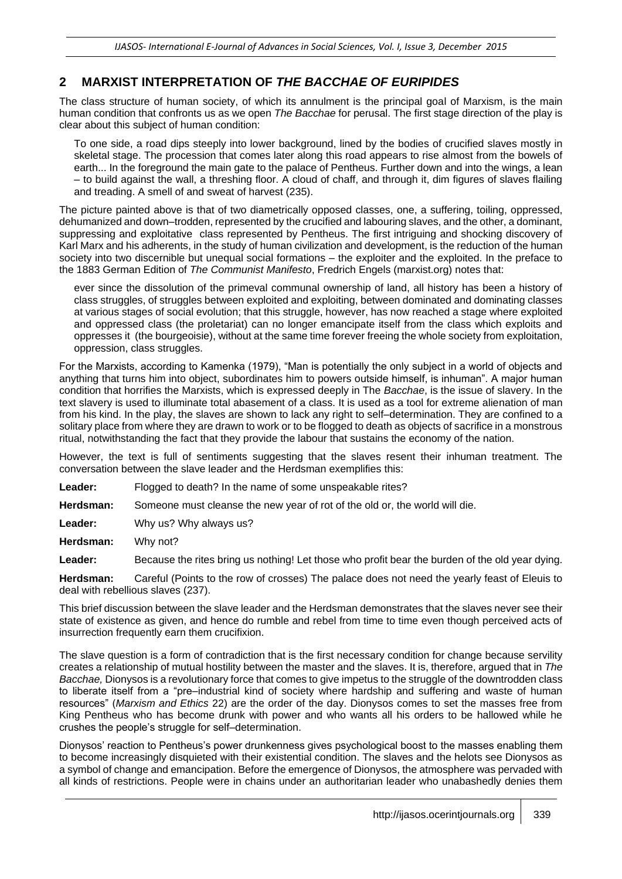## 2 MARXIST INTERPRETATION OF *THE BACCHAE OF EURIPIDES*

The class structure of human society, of which its annulment is the principal goal of Marxism, is the main human condition that confronts us as we open *The Bacchae* for perusal. The first stage direction of the play is clear about this subject of human condition:

> To one side, a road dips steeply into lower background, lined by the bodies of crucified slaves mostly in skeletal stage. The procession that comes later along this road appears to rise almost from the bowels of earth... In the foreground the main gate to the palace of Pentheus. Further down and into the wings, a lean – to build against the wall, a threshing floor. A cloud of chaff, and through it, dim figures of slaves flailing and treading. A smell of and sweat of harvest (235).

The picture painted above is that of two diametrically opposed classes, one, a suffering, toiling, oppressed, dehumanized and down–trodden, represented by the crucified and labouring slaves, and the other, a dominant, suppressing and exploitative class represented by Pentheus. The first intriguing and shocking discovery of Karl Marx and his adherents, in the study of human civilization and development, is the reduction of the human society into two discernible but unequal social formations – the exploiter and the exploited. In the preface to the 1883 German Edition of *The Communist Manifesto*, Fredrich Engels (marxist.org) notes that:

> ever since the dissolution of the primeval communal ownership of land, all history has been a history of class struggles, of struggles between exploited and exploiting, between dominated and dominating classes at various stages of social evolution; that this struggle, however, has now reached a stage where exploited and oppressed class (the proletariat) can no longer emancipate itself from the class which exploits and oppresses it (the bourgeoisie), without at the same time forever freeing the whole society from exploitation, oppression, class struggles.

For the Marxists, according to Kamenka (1979), "Man is potentially the only subject in a world of objects and anything that turns him into object, subordinates him to powers outside himself, is inhuman". A major human condition that horrifies the Marxists, which is expressed deeply in The *Bacchae*, is the issue of slavery. In the text slavery is used to illuminate total abasement of a class. It is used as a tool for extreme alienation of man from his kind. In the play, the slaves are shown to lack any right to self–determination. They are confined to a solitary place from where they are drawn to work or to be flogged to death as objects of sacrifice in a monstrous ritual, notwithstanding the fact that they provide the labour that sustains the economy of the nation.

However, the text is full of sentiments suggesting that the slaves resent their inhuman treatment. The conversation between the slave leader and the Herdsman exemplifies this:

**Leader:** Flogged to death? In the name of some unspeakable rites?

**Herdsman:** Someone must cleanse the new year of rot of the old or, the world will die.

**Leader:** Why us? Why always us?

**Herdsman:** Why not?

**Leader:** Because the rites bring us nothing! Let those who profit bear the burden of the old year dying.

**Herdsman:** Careful (Points to the row of crosses) The palace does not need the yearly feast of Eleuis to deal with rebellious slaves (237).

This brief discussion between the slave leader and the Herdsman demonstrates that the slaves never see their state of existence as given, and hence do rumble and rebel from time to time even though perceived acts of insurrection frequently earn them crucifixion.

The slave question is a form of contradiction that is the first necessary condition for change because servility creates a relationship of mutual hostility between the master and the slaves. It is, therefore, argued that in *The Bacchae,* Dionysos is a revolutionary force that comes to give impetus to the struggle of the downtrodden class to liberate itself from a "pre–industrial kind of society where hardship and suffering and waste of human resources" (*Marxism and Ethics* 22) are the order of the day. Dionysos comes to set the masses free from King Pentheus who has become drunk with power and who wants all his orders to be hallowed while he crushes the people's struggle for self–determination.

Dionysos' reaction to Pentheus's power drunkenness gives psychological boost to the masses enabling them to become increasingly disquieted with their existential condition. The slaves and the helots see Dionysos as a symbol of change and emancipation. Before the emergence of Dionysos, the atmosphere was pervaded with all kinds of restrictions. People were in chains under an authoritarian leader who unabashedly denies them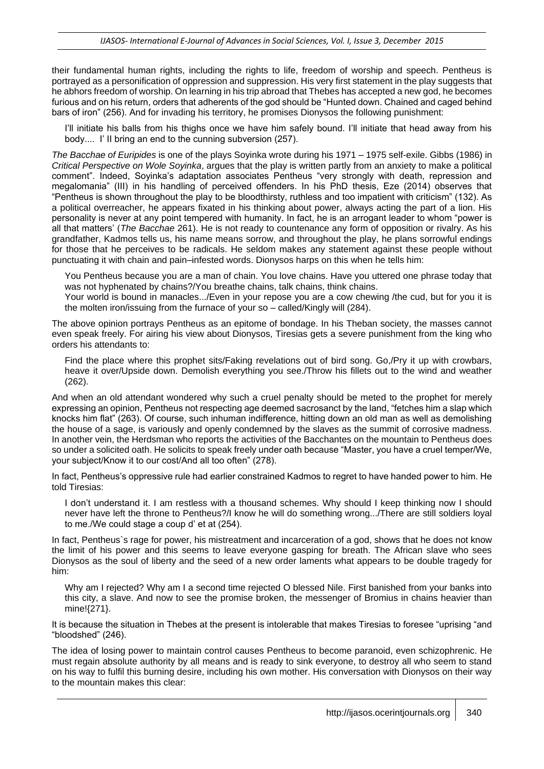their fundamental human rights, including the rights to life, freedom of worship and speech. Pentheus is portrayed as a personification of oppression and suppression. His very first statement in the play suggests that he abhors freedom of worship. On learning in his trip abroad that Thebes has accepted a new god, he becomes furious and on his return, orders that adherents of the god should be "Hunted down. Chained and caged behind bars of iron" (256). And for invading his territory, he promises Dionysos the following punishment:

> I'll initiate his balls from his thighs once we have him safely bound. I'll initiate that head away from his body.... I' II bring an end to the cunning subversion (257).

*The Bacchae of Euripides* is one of the plays Soyinka wrote during his 1971 – 1975 self-exile. Gibbs (1986) in *Critical Perspective on Wole Soyinka*, argues that the play is written partly from an anxiety to make a political comment". Indeed, Soyinka's adaptation associates Pentheus "very strongly with death, repression and megalomania" (III) in his handling of perceived offenders. In his PhD thesis, Eze (2014) observes that "Pentheus is shown throughout the play to be bloodthirsty, ruthless and too impatient with criticism" (132). As a political overreacher, he appears fixated in his thinking about power, always acting the part of a lion. His personality is never at any point tempered with humanity. In fact, he is an arrogant leader to whom "power is all that matters' (*The Bacchae* 261). He is not ready to countenance any form of opposition or rivalry. As his grandfather, Kadmos tells us, his name means sorrow, and throughout the play, he plans sorrowful endings for those that he perceives to be radicals. He seldom makes any statement against these people without punctuating it with chain and pain–infested words. Dionysos harps on this when he tells him:

> You Pentheus because you are a man of chain. You love chains. Have you uttered one phrase today that was not hyphenated by chains?/You breathe chains, talk chains, think chains.
>
> Your world is bound in manacles.../Even in your repose you are a cow chewing /the cud, but for you it is the molten iron/issuing from the furnace of your so – called/Kingly will (284).

The above opinion portrays Pentheus as an epitome of bondage. In his Theban society, the masses cannot even speak freely. For airing his view about Dionysos, Tiresias gets a severe punishment from the king who orders his attendants to:

> Find the place where this prophet sits/Faking revelations out of bird song. Go,/Pry it up with crowbars, heave it over/Upside down. Demolish everything you see./Throw his fillets out to the wind and weather (262).

And when an old attendant wondered why such a cruel penalty should be meted to the prophet for merely expressing an opinion, Pentheus not respecting age deemed sacrosanct by the land, "fetches him a slap which knocks him flat" (263). Of course, such inhuman indifference, hitting down an old man as well as demolishing the house of a sage, is variously and openly condemned by the slaves as the summit of corrosive madness. In another vein, the Herdsman who reports the activities of the Bacchantes on the mountain to Pentheus does so under a solicited oath. He solicits to speak freely under oath because "Master, you have a cruel temper/We, your subject/Know it to our cost/And all too often" (278).

In fact, Pentheus's oppressive rule had earlier constrained Kadmos to regret to have handed power to him. He told Tiresias:

> I don't understand it. I am restless with a thousand schemes. Why should I keep thinking now I should never have left the throne to Pentheus?/I know he will do something wrong.../There are still soldiers loyal to me./We could stage a coup d' et at (254).

In fact, Pentheus`s rage for power, his mistreatment and incarceration of a god, shows that he does not know the limit of his power and this seems to leave everyone gasping for breath. The African slave who sees Dionysos as the soul of liberty and the seed of a new order laments what appears to be double tragedy for him:

> Why am I rejected? Why am I a second time rejected O blessed Nile. First banished from your banks into this city, a slave. And now to see the promise broken, the messenger of Bromius in chains heavier than mine!{271}.

It is because the situation in Thebes at the present is intolerable that makes Tiresias to foresee "uprising "and "bloodshed" (246).

The idea of losing power to maintain control causes Pentheus to become paranoid, even schizophrenic. He must regain absolute authority by all means and is ready to sink everyone, to destroy all who seem to stand on his way to fulfil this burning desire, including his own mother. His conversation with Dionysos on their way to the mountain makes this clear: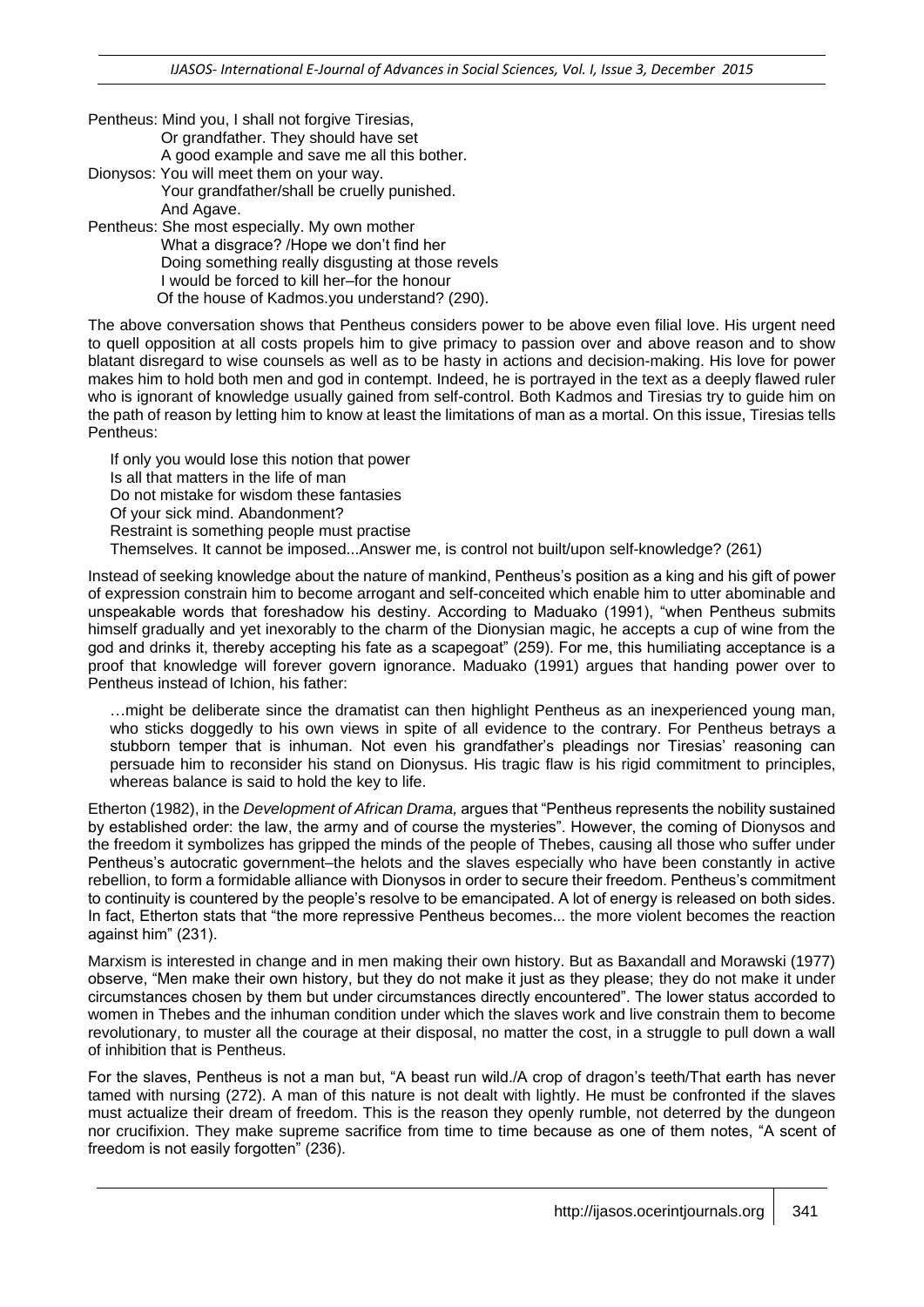Pentheus: Mind you, I shall not forgive Tiresias,
Or grandfather. They should have set
A good example and save me all this bother.

Dionysos: You will meet them on your way.
Your grandfather/shall be cruelly punished.
And Agave.

Pentheus: She most especially. My own mother
What a disgrace? /Hope we don't find her
Doing something really disgusting at those revels
I would be forced to kill her–for the honour
Of the house of Kadmos.you understand? (290).

The above conversation shows that Pentheus considers power to be above even filial love. His urgent need to quell opposition at all costs propels him to give primacy to passion over and above reason and to show blatant disregard to wise counsels as well as to be hasty in actions and decision-making. His love for power makes him to hold both men and god in contempt. Indeed, he is portrayed in the text as a deeply flawed ruler who is ignorant of knowledge usually gained from self-control. Both Kadmos and Tiresias try to guide him on the path of reason by letting him to know at least the limitations of man as a mortal. On this issue, Tiresias tells Pentheus:

> If only you would lose this notion that power
> Is all that matters in the life of man
> Do not mistake for wisdom these fantasies
> Of your sick mind. Abandonment?
> Restraint is something people must practise
> Themselves. It cannot be imposed...Answer me, is control not built/upon self-knowledge? (261)

Instead of seeking knowledge about the nature of mankind, Pentheus's position as a king and his gift of power of expression constrain him to become arrogant and self-conceited which enable him to utter abominable and unspeakable words that foreshadow his destiny. According to Maduako (1991), "when Pentheus submits himself gradually and yet inexorably to the charm of the Dionysian magic, he accepts a cup of wine from the god and drinks it, thereby accepting his fate as a scapegoat" (259). For me, this humiliating acceptance is a proof that knowledge will forever govern ignorance. Maduako (1991) argues that handing power over to Pentheus instead of Ichion, his father:

> …might be deliberate since the dramatist can then highlight Pentheus as an inexperienced young man, who sticks doggedly to his own views in spite of all evidence to the contrary. For Pentheus betrays a stubborn temper that is inhuman. Not even his grandfather's pleadings nor Tiresias' reasoning can persuade him to reconsider his stand on Dionysus. His tragic flaw is his rigid commitment to principles, whereas balance is said to hold the key to life.

Etherton (1982), in the *Development of African Drama,* argues that "Pentheus represents the nobility sustained by established order: the law, the army and of course the mysteries". However, the coming of Dionysos and the freedom it symbolizes has gripped the minds of the people of Thebes, causing all those who suffer under Pentheus's autocratic government–the helots and the slaves especially who have been constantly in active rebellion, to form a formidable alliance with Dionysos in order to secure their freedom. Pentheus's commitment to continuity is countered by the people's resolve to be emancipated. A lot of energy is released on both sides. In fact, Etherton states that "the more repressive Pentheus becomes... the more violent becomes the reaction against him" (231).

Marxism is interested in change and in men making their own history. But as Baxandall and Morawski (1977) observe, "Men make their own history, but they do not make it just as they please; they do not make it under circumstances chosen by them but under circumstances directly encountered". The lower status accorded to women in Thebes and the inhuman condition under which the slaves work and live constrain them to become revolutionary, to muster all the courage at their disposal, no matter the cost, in a struggle to pull down a wall of inhibition that is Pentheus.

For the slaves, Pentheus is not a man but, "A beast run wild./A crop of dragon's teeth/That earth has never tamed with nursing (272). A man of this nature is not dealt with lightly. He must be confronted if the slaves must actualize their dream of freedom. This is the reason they openly rumble, not deterred by the dungeon nor crucifixion. They make supreme sacrifice from time to time because as one of them notes, "A scent of freedom is not easily forgotten" (236).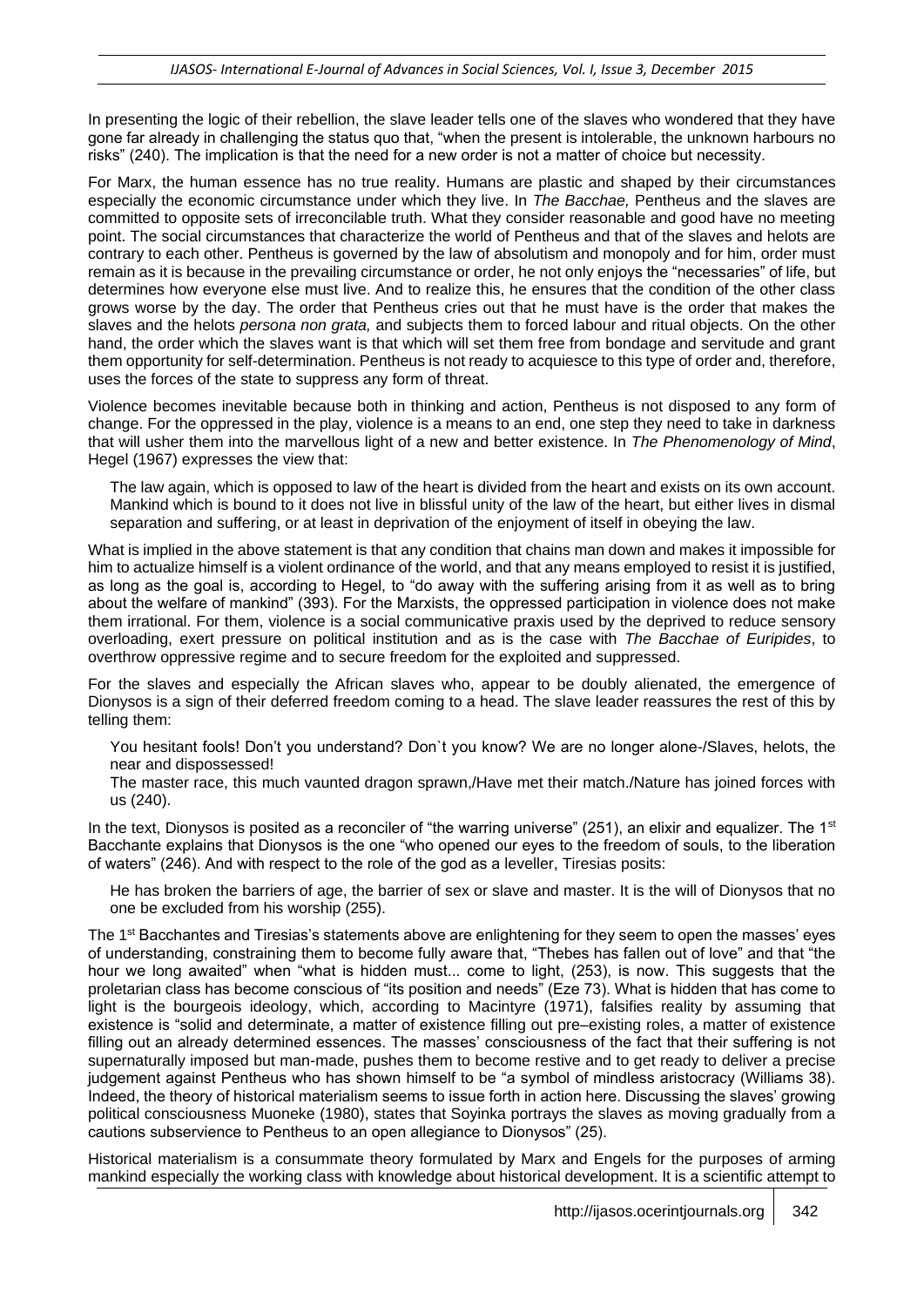In presenting the logic of their rebellion, the slave leader tells one of the slaves who wondered that they have gone far already in challenging the status quo that, "when the present is intolerable, the unknown harbours no risks" (240). The implication is that the need for a new order is not a matter of choice but necessity.

For Marx, the human essence has no true reality. Humans are plastic and shaped by their circumstances especially the economic circumstance under which they live. In *The Bacchae,* Pentheus and the slaves are committed to opposite sets of irreconcilable truth. What they consider reasonable and good have no meeting point. The social circumstances that characterize the world of Pentheus and that of the slaves and helots are contrary to each other. Pentheus is governed by the law of absolutism and monopoly and for him, order must remain as it is because in the prevailing circumstance or order, he not only enjoys the "necessaries" of life, but determines how everyone else must live. And to realize this, he ensures that the condition of the other class grows worse by the day. The order that Pentheus cries out that he must have is the order that makes the slaves and the helots *persona non grata,* and subjects them to forced labour and ritual objects. On the other hand, the order which the slaves want is that which will set them free from bondage and servitude and grant them opportunity for self-determination. Pentheus is not ready to acquiesce to this type of order and, therefore, uses the forces of the state to suppress any form of threat.

Violence becomes inevitable because both in thinking and action, Pentheus is not disposed to any form of change. For the oppressed in the play, violence is a means to an end, one step they need to take in darkness that will usher them into the marvellous light of a new and better existence. In *The Phenomenology of Mind*, Hegel (1967) expresses the view that:

> The law again, which is opposed to law of the heart is divided from the heart and exists on its own account. Mankind which is bound to it does not live in blissful unity of the law of the heart, but either lives in dismal separation and suffering, or at least in deprivation of the enjoyment of itself in obeying the law.

What is implied in the above statement is that any condition that chains man down and makes it impossible for him to actualize himself is a violent ordinance of the world, and that any means employed to resist it is justified, as long as the goal is, according to Hegel, to "do away with the suffering arising from it as well as to bring about the welfare of mankind" (393). For the Marxists, the oppressed participation in violence does not make them irrational. For them, violence is a social communicative praxis used by the deprived to reduce sensory overloading, exert pressure on political institution and as is the case with *The Bacchae of Euripides*, to overthrow oppressive regime and to secure freedom for the exploited and suppressed.

For the slaves and especially the African slaves who, appear to be doubly alienated, the emergence of Dionysos is a sign of their deferred freedom coming to a head. The slave leader reassures the rest of this by telling them:

> You hesitant fools! Don't you understand? Don`t you know? We are no longer alone-/Slaves, helots, the near and dispossessed!
>
> The master race, this much vaunted dragon sprawn,/Have met their match./Nature has joined forces with us (240).

In the text, Dionysos is posited as a reconciler of "the warring universe" (251), an elixir and equalizer. The 1st Bacchante explains that Dionysos is the one "who opened our eyes to the freedom of souls, to the liberation of waters" (246). And with respect to the role of the god as a leveller, Tiresias posits:

> He has broken the barriers of age, the barrier of sex or slave and master. It is the will of Dionysos that no one be excluded from his worship (255).

The 1st Bacchantes and Tiresias's statements above are enlightening for they seem to open the masses' eyes of understanding, constraining them to become fully aware that, "Thebes has fallen out of love" and that "the hour we long awaited" when "what is hidden must... come to light, (253), is now. This suggests that the proletarian class has become conscious of "its position and needs" (Eze 73). What is hidden that has come to light is the bourgeois ideology, which, according to Macintyre (1971), falsifies reality by assuming that existence is "solid and determinate, a matter of existence filling out pre–existing roles, a matter of existence filling out an already determined essences. The masses' consciousness of the fact that their suffering is not supernaturally imposed but man-made, pushes them to become restive and to get ready to deliver a precise judgement against Pentheus who has shown himself to be "a symbol of mindless aristocracy (Williams 38). Indeed, the theory of historical materialism seems to issue forth in action here. Discussing the slaves' growing political consciousness Muoneke (1980), states that Soyinka portrays the slaves as moving gradually from a cautions subservience to Pentheus to an open allegiance to Dionysos" (25).

Historical materialism is a consummate theory formulated by Marx and Engels for the purposes of arming mankind especially the working class with knowledge about historical development. It is a scientific attempt to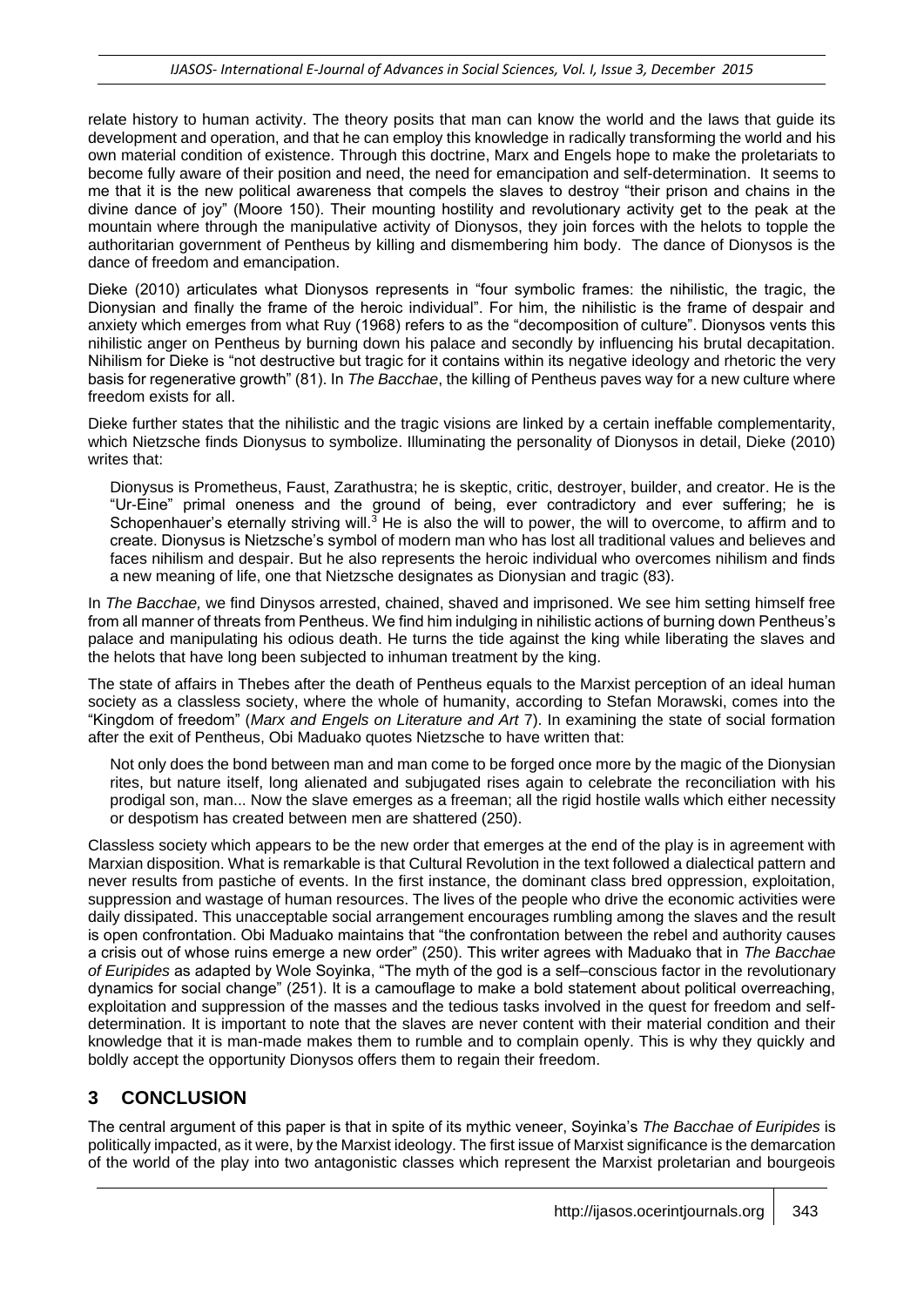relate history to human activity. The theory posits that man can know the world and the laws that guide its development and operation, and that he can employ this knowledge in radically transforming the world and his own material condition of existence. Through this doctrine, Marx and Engels hope to make the proletariats to become fully aware of their position and need, the need for emancipation and self-determination. It seems to me that it is the new political awareness that compels the slaves to destroy "their prison and chains in the divine dance of joy" (Moore 150). Their mounting hostility and revolutionary activity get to the peak at the mountain where through the manipulative activity of Dionysos, they join forces with the helots to topple the authoritarian government of Pentheus by killing and dismembering him body. The dance of Dionysos is the dance of freedom and emancipation.

Dieke (2010) articulates what Dionysos represents in "four symbolic frames: the nihilistic, the tragic, the Dionysian and finally the frame of the heroic individual". For him, the nihilistic is the frame of despair and anxiety which emerges from what Ruy (1968) refers to as the "decomposition of culture". Dionysos vents this nihilistic anger on Pentheus by burning down his palace and secondly by influencing his brutal decapitation. Nihilism for Dieke is "not destructive but tragic for it contains within its negative ideology and rhetoric the very basis for regenerative growth" (81). In *The Bacchae*, the killing of Pentheus paves way for a new culture where freedom exists for all.

Dieke further states that the nihilistic and the tragic visions are linked by a certain ineffable complementarity, which Nietzsche finds Dionysus to symbolize. Illuminating the personality of Dionysos in detail, Dieke (2010) writes that:

> Dionysus is Prometheus, Faust, Zarathustra; he is skeptic, critic, destroyer, builder, and creator. He is the "Ur-Eine" primal oneness and the ground of being, ever contradictory and ever suffering; he is Schopenhauer's eternally striving will.[3] He is also the will to power, the will to overcome, to affirm and to create. Dionysus is Nietzsche's symbol of modern man who has lost all traditional values and believes and faces nihilism and despair. But he also represents the heroic individual who overcomes nihilism and finds a new meaning of life, one that Nietzsche designates as Dionysian and tragic (83).

In *The Bacchae,* we find Dinysos arrested, chained, shaved and imprisoned. We see him setting himself free from all manner of threats from Pentheus. We find him indulging in nihilistic actions of burning down Pentheus's palace and manipulating his odious death. He turns the tide against the king while liberating the slaves and the helots that have long been subjected to inhuman treatment by the king.

The state of affairs in Thebes after the death of Pentheus equals to the Marxist perception of an ideal human society as a classless society, where the whole of humanity, according to Stefan Morawski, comes into the "Kingdom of freedom" (*Marx and Engels on Literature and Art* 7). In examining the state of social formation after the exit of Pentheus, Obi Maduako quotes Nietzsche to have written that:

> Not only does the bond between man and man come to be forged once more by the magic of the Dionysian rites, but nature itself, long alienated and subjugated rises again to celebrate the reconciliation with his prodigal son, man... Now the slave emerges as a freeman; all the rigid hostile walls which either necessity or despotism has created between men are shattered (250).

Classless society which appears to be the new order that emerges at the end of the play is in agreement with Marxian disposition. What is remarkable is that Cultural Revolution in the text followed a dialectical pattern and never results from pastiche of events. In the first instance, the dominant class bred oppression, exploitation, suppression and wastage of human resources. The lives of the people who drive the economic activities were daily dissipated. This unacceptable social arrangement encourages rumbling among the slaves and the result is open confrontation. Obi Maduako maintains that "the confrontation between the rebel and authority causes a crisis out of whose ruins emerge a new order" (250). This writer agrees with Maduako that in *The Bacchae of Euripides* as adapted by Wole Soyinka, "The myth of the god is a self–conscious factor in the revolutionary dynamics for social change" (251). It is a camouflage to make a bold statement about political overreaching, exploitation and suppression of the masses and the tedious tasks involved in the quest for freedom and self-determination. It is important to note that the slaves are never content with their material condition and their knowledge that it is man-made makes them to rumble and to complain openly. This is why they quickly and boldly accept the opportunity Dionysos offers them to regain their freedom.

## 3 CONCLUSION

The central argument of this paper is that in spite of its mythic veneer, Soyinka's *The Bacchae of Euripides* is politically impacted, as it were, by the Marxist ideology. The first issue of Marxist significance is the demarcation of the world of the play into two antagonistic classes which represent the Marxist proletarian and bourgeois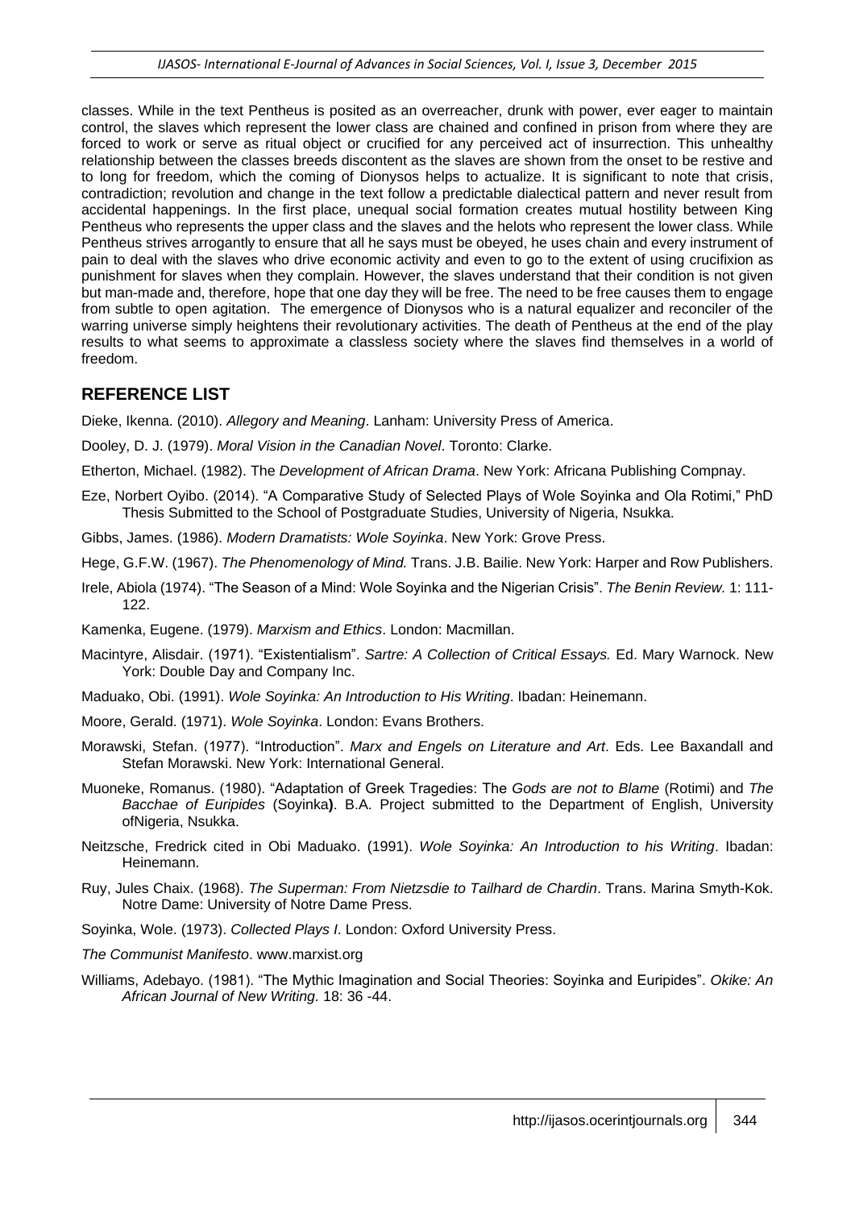classes. While in the text Pentheus is posited as an overreacher, drunk with power, ever eager to maintain control, the slaves which represent the lower class are chained and confined in prison from where they are forced to work or serve as ritual object or crucified for any perceived act of insurrection. This unhealthy relationship between the classes breeds discontent as the slaves are shown from the onset to be restive and to long for freedom, which the coming of Dionysos helps to actualize. It is significant to note that crisis, contradiction; revolution and change in the text follow a predictable dialectical pattern and never result from accidental happenings. In the first place, unequal social formation creates mutual hostility between King Pentheus who represents the upper class and the slaves and the helots who represent the lower class. While Pentheus strives arrogantly to ensure that all he says must be obeyed, he uses chain and every instrument of pain to deal with the slaves who drive economic activity and even to go to the extent of using crucifixion as punishment for slaves when they complain. However, the slaves understand that their condition is not given but man-made and, therefore, hope that one day they will be free. The need to be free causes them to engage from subtle to open agitation. The emergence of Dionysos who is a natural equalizer and reconciler of the warring universe simply heightens their revolutionary activities. The death of Pentheus at the end of the play results to what seems to approximate a classless society where the slaves find themselves in a world of freedom.

## REFERENCE LIST

Dieke, Ikenna. (2010). *Allegory and Meaning*. Lanham: University Press of America.

Dooley, D. J. (1979). *Moral Vision in the Canadian Novel*. Toronto: Clarke.

Etherton, Michael. (1982). The *Development of African Drama*. New York: Africana Publishing Compnay.

Eze, Norbert Oyibo. (2014). "A Comparative Study of Selected Plays of Wole Soyinka and Ola Rotimi," PhD Thesis Submitted to the School of Postgraduate Studies, University of Nigeria, Nsukka.

Gibbs, James. (1986). *Modern Dramatists: Wole Soyinka*. New York: Grove Press.

Hege, G.F.W. (1967). *The Phenomenology of Mind.* Trans. J.B. Bailie. New York: Harper and Row Publishers.

Irele, Abiola (1974). "The Season of a Mind: Wole Soyinka and the Nigerian Crisis". *The Benin Review.* 1: 111-122.

Kamenka, Eugene. (1979). *Marxism and Ethics*. London: Macmillan.

Macintyre, Alisdair. (1971). "Existentialism". *Sartre: A Collection of Critical Essays.* Ed. Mary Warnock. New York: Double Day and Company Inc.

Maduako, Obi. (1991). *Wole Soyinka: An Introduction to His Writing*. Ibadan: Heinemann.

Moore, Gerald. (1971). *Wole Soyinka*. London: Evans Brothers.

Morawski, Stefan. (1977). "Introduction". *Marx and Engels on Literature and Art*. Eds. Lee Baxandall and Stefan Morawski. New York: International General.

Muoneke, Romanus. (1980). "Adaptation of Greek Tragedies: The *Gods are not to Blame* (Rotimi) and *The Bacchae of Euripides* (Soyinka**)**. B.A. Project submitted to the Department of English, University ofNigeria, Nsukka.

Neitzsche, Fredrick cited in Obi Maduako. (1991). *Wole Soyinka: An Introduction to his Writing*. Ibadan: Heinemann.

Ruy, Jules Chaix. (1968). *The Superman: From Nietzsdie to Tailhard de Chardin*. Trans. Marina Smyth-Kok. Notre Dame: University of Notre Dame Press.

Soyinka, Wole. (1973). *Collected Plays I*. London: Oxford University Press.

*The Communist Manifesto*. www.marxist.org

Williams, Adebayo. (1981). "The Mythic Imagination and Social Theories: Soyinka and Euripides". *Okike: An African Journal of New Writing.* 18: 36 -44.